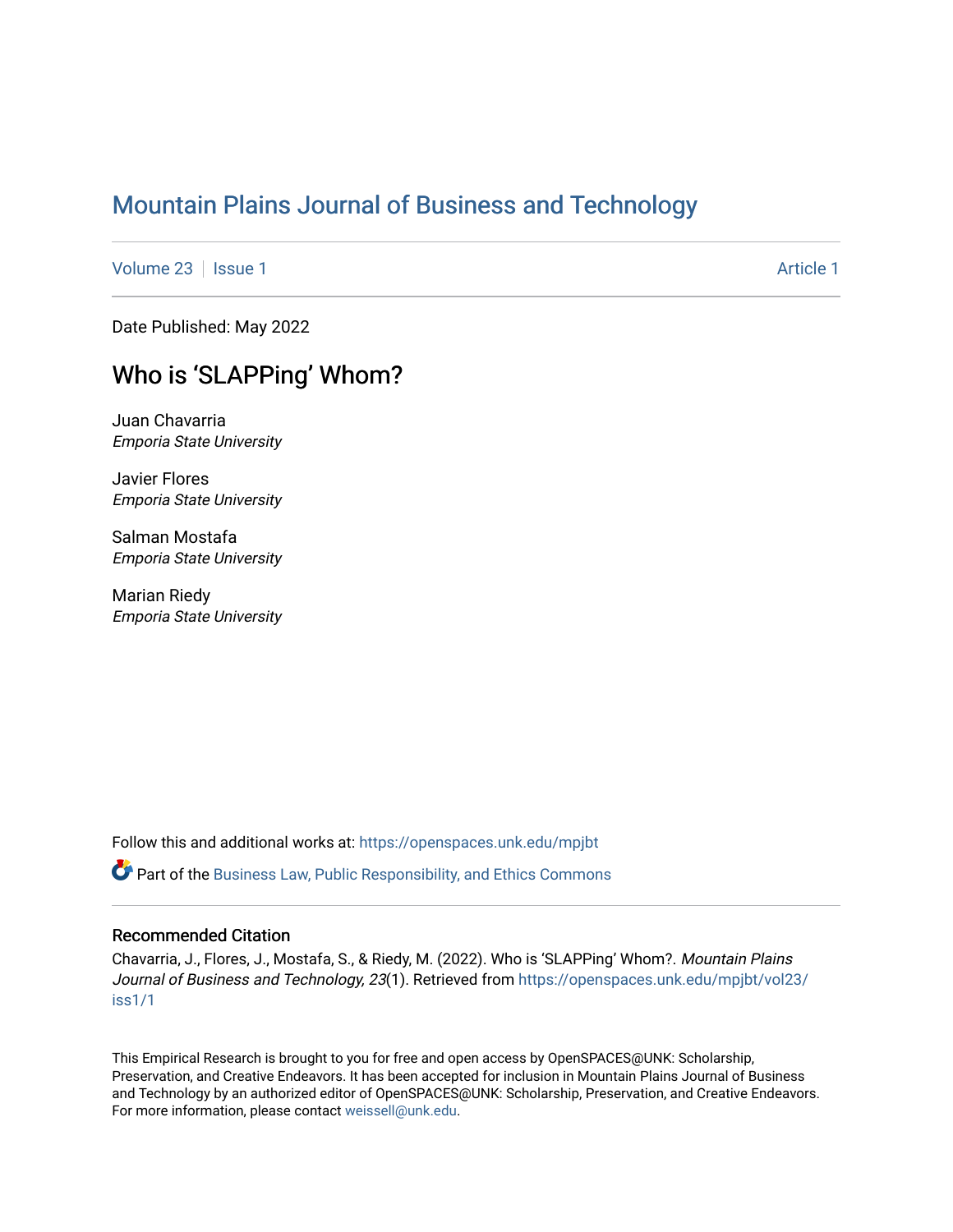# Mountain Plains Journal of Business and Technology

Volume 23 | Issue 1 Article 1

Date Published: May 2022

## Who is 'SLAPPing' Whom?

Juan Chavarria
*Emporia State University*

Javier Flores
*Emporia State University*

Salman Mostafa
*Emporia State University*

Marian Riedy
*Emporia State University*

Follow this and additional works at: https://openspaces.unk.edu/mpjbt

Part of the Business Law, Public Responsibility, and Ethics Commons

### Recommended Citation

Chavarria, J., Flores, J., Mostafa, S., & Riedy, M. (2022). Who is 'SLAPPing' Whom?. *Mountain Plains Journal of Business and Technology, 23*(1). Retrieved from https://openspaces.unk.edu/mpjbt/vol23/iss1/1

This Empirical Research is brought to you for free and open access by OpenSPACES@UNK: Scholarship, Preservation, and Creative Endeavors. It has been accepted for inclusion in Mountain Plains Journal of Business and Technology by an authorized editor of OpenSPACES@UNK: Scholarship, Preservation, and Creative Endeavors. For more information, please contact weissell@unk.edu.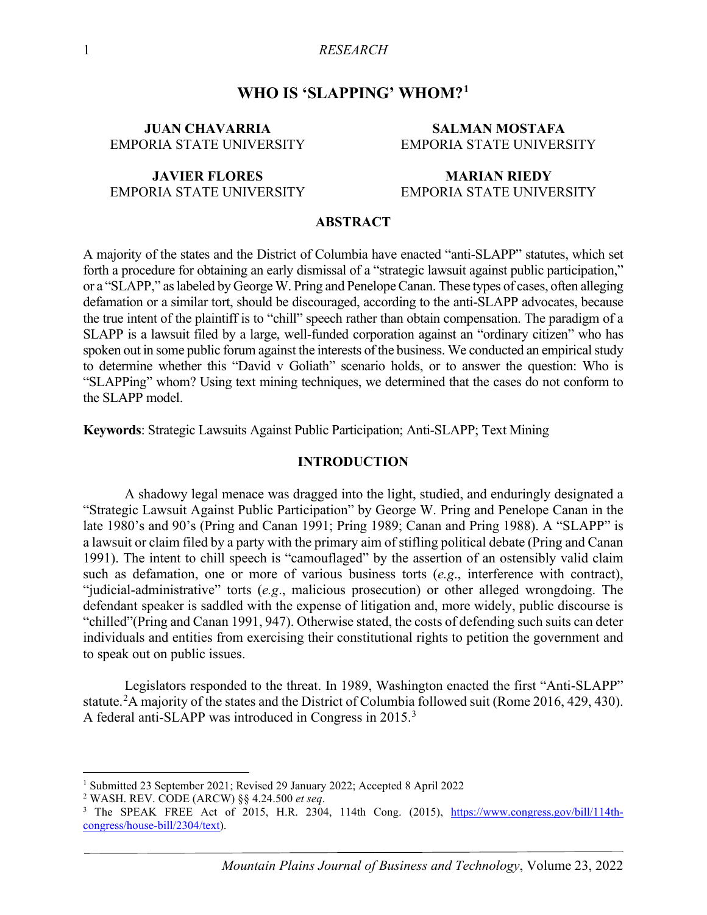# WHO IS 'SLAPPING' WHOM?[1]

**JUAN CHAVARRIA**
EMPORIA STATE UNIVERSITY

**SALMAN MOSTAFA**
EMPORIA STATE UNIVERSITY

**JAVIER FLORES**
EMPORIA STATE UNIVERSITY

**MARIAN RIEDY**
EMPORIA STATE UNIVERSITY

## ABSTRACT

A majority of the states and the District of Columbia have enacted "anti-SLAPP" statutes, which set forth a procedure for obtaining an early dismissal of a "strategic lawsuit against public participation," or a "SLAPP," as labeled by George W. Pring and Penelope Canan. These types of cases, often alleging defamation or a similar tort, should be discouraged, according to the anti-SLAPP advocates, because the true intent of the plaintiff is to "chill" speech rather than obtain compensation. The paradigm of a SLAPP is a lawsuit filed by a large, well-funded corporation against an "ordinary citizen" who has spoken out in some public forum against the interests of the business. We conducted an empirical study to determine whether this "David v Goliath" scenario holds, or to answer the question: Who is "SLAPPing" whom? Using text mining techniques, we determined that the cases do not conform to the SLAPP model.

**Keywords**: Strategic Lawsuits Against Public Participation; Anti-SLAPP; Text Mining

## INTRODUCTION

A shadowy legal menace was dragged into the light, studied, and enduringly designated a "Strategic Lawsuit Against Public Participation" by George W. Pring and Penelope Canan in the late 1980's and 90's (Pring and Canan 1991; Pring 1989; Canan and Pring 1988). A "SLAPP" is a lawsuit or claim filed by a party with the primary aim of stifling political debate (Pring and Canan 1991). The intent to chill speech is "camouflaged" by the assertion of an ostensibly valid claim such as defamation, one or more of various business torts (*e.g*., interference with contract), "judicial-administrative" torts (*e.g*., malicious prosecution) or other alleged wrongdoing. The defendant speaker is saddled with the expense of litigation and, more widely, public discourse is "chilled"(Pring and Canan 1991, 947). Otherwise stated, the costs of defending such suits can deter individuals and entities from exercising their constitutional rights to petition the government and to speak out on public issues.

Legislators responded to the threat. In 1989, Washington enacted the first "Anti-SLAPP" statute.[2] A majority of the states and the District of Columbia followed suit (Rome 2016, 429, 430). A federal anti-SLAPP was introduced in Congress in 2015.[3]

---

[1] Submitted 23 September 2021; Revised 29 January 2022; Accepted 8 April 2022

[2] WASH. REV. CODE (ARCW) §§ 4.24.500 *et seq*.

[3] The SPEAK FREE Act of 2015, H.R. 2304, 114th Cong. (2015), https://www.congress.gov/bill/114th-congress/house-bill/2304/text).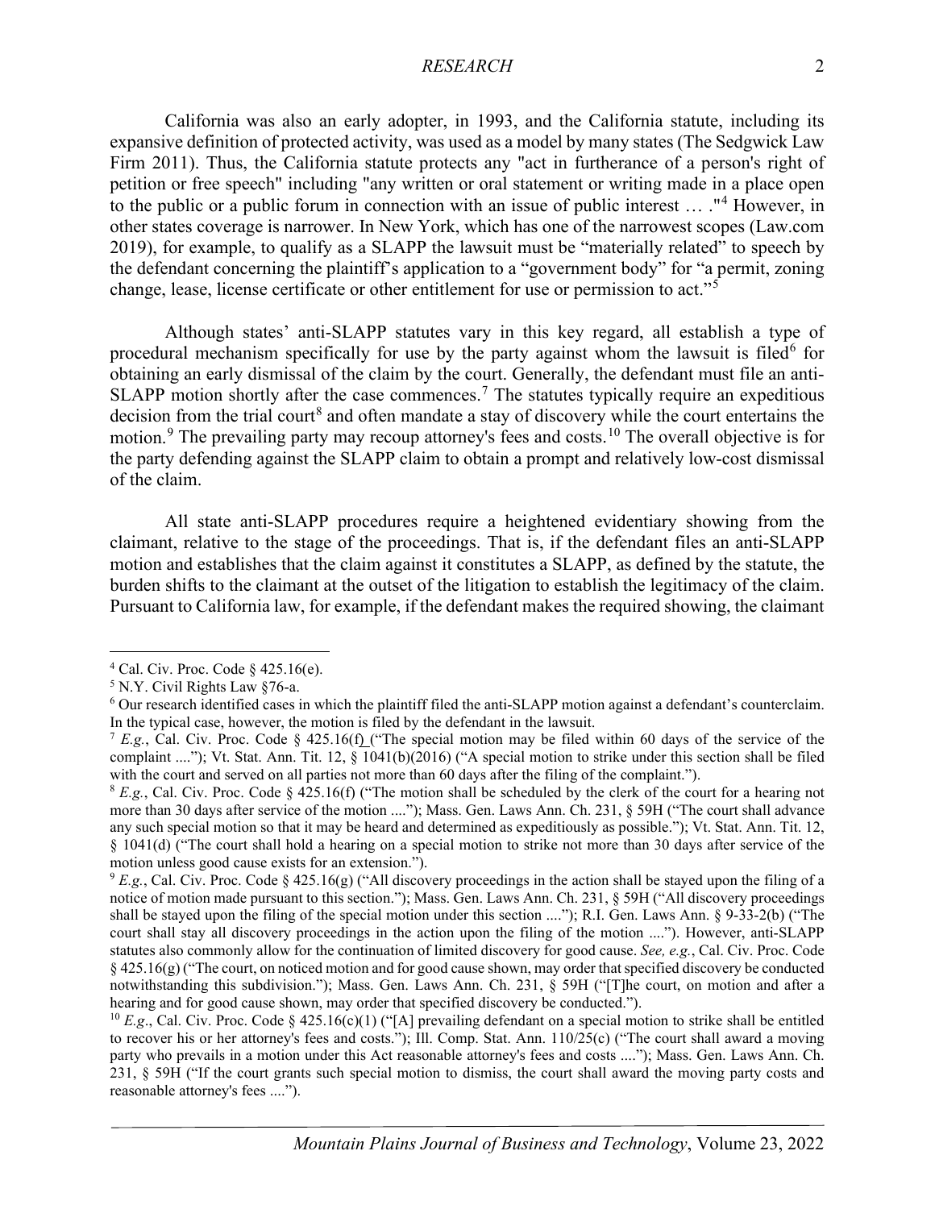California was also an early adopter, in 1993, and the California statute, including its expansive definition of protected activity, was used as a model by many states (The Sedgwick Law Firm 2011). Thus, the California statute protects any "act in furtherance of a person's right of petition or free speech" including "any written or oral statement or writing made in a place open to the public or a public forum in connection with an issue of public interest … ."[4] However, in other states coverage is narrower. In New York, which has one of the narrowest scopes (Law.com 2019), for example, to qualify as a SLAPP the lawsuit must be "materially related" to speech by the defendant concerning the plaintiff's application to a "government body" for "a permit, zoning change, lease, license certificate or other entitlement for use or permission to act."[5]

Although states' anti-SLAPP statutes vary in this key regard, all establish a type of procedural mechanism specifically for use by the party against whom the lawsuit is filed[6] for obtaining an early dismissal of the claim by the court. Generally, the defendant must file an anti-SLAPP motion shortly after the case commences.[7] The statutes typically require an expeditious decision from the trial court[8] and often mandate a stay of discovery while the court entertains the motion.[9] The prevailing party may recoup attorney's fees and costs.[10] The overall objective is for the party defending against the SLAPP claim to obtain a prompt and relatively low-cost dismissal of the claim.

All state anti-SLAPP procedures require a heightened evidentiary showing from the claimant, relative to the stage of the proceedings. That is, if the defendant files an anti-SLAPP motion and establishes that the claim against it constitutes a SLAPP, as defined by the statute, the burden shifts to the claimant at the outset of the litigation to establish the legitimacy of the claim. Pursuant to California law, for example, if the defendant makes the required showing, the claimant

---

[4] Cal. Civ. Proc. Code § 425.16(e).

[5] N.Y. Civil Rights Law §76-a.

[6] Our research identified cases in which the plaintiff filed the anti-SLAPP motion against a defendant's counterclaim. In the typical case, however, the motion is filed by the defendant in the lawsuit.

[7] *E.g.*, Cal. Civ. Proc. Code § 425.16(f) ("The special motion may be filed within 60 days of the service of the complaint ...."); Vt. Stat. Ann. Tit. 12, § 1041(b)(2016) ("A special motion to strike under this section shall be filed with the court and served on all parties not more than 60 days after the filing of the complaint.").

[8] *E.g.*, Cal. Civ. Proc. Code § 425.16(f) ("The motion shall be scheduled by the clerk of the court for a hearing not more than 30 days after service of the motion ...."); Mass. Gen. Laws Ann. Ch. 231, § 59H ("The court shall advance any such special motion so that it may be heard and determined as expeditiously as possible."); Vt. Stat. Ann. Tit. 12, § 1041(d) ("The court shall hold a hearing on a special motion to strike not more than 30 days after service of the motion unless good cause exists for an extension.").

[9] *E.g.*, Cal. Civ. Proc. Code § 425.16(g) ("All discovery proceedings in the action shall be stayed upon the filing of a notice of motion made pursuant to this section."); Mass. Gen. Laws Ann. Ch. 231, § 59H ("All discovery proceedings shall be stayed upon the filing of the special motion under this section ...."); R.I. Gen. Laws Ann. § 9-33-2(b) ("The court shall stay all discovery proceedings in the action upon the filing of the motion ...."). However, anti-SLAPP statutes also commonly allow for the continuation of limited discovery for good cause. *See, e.g.*, Cal. Civ. Proc. Code § 425.16(g) ("The court, on noticed motion and for good cause shown, may order that specified discovery be conducted notwithstanding this subdivision."); Mass. Gen. Laws Ann. Ch. 231, § 59H ("[T]he court, on motion and after a hearing and for good cause shown, may order that specified discovery be conducted.").

[10] *E.g.*, Cal. Civ. Proc. Code § 425.16(c)(1) ("[A] prevailing defendant on a special motion to strike shall be entitled to recover his or her attorney's fees and costs."); Ill. Comp. Stat. Ann. 110/25(c) ("The court shall award a moving party who prevails in a motion under this Act reasonable attorney's fees and costs ...."); Mass. Gen. Laws Ann. Ch. 231, § 59H ("If the court grants such special motion to dismiss, the court shall award the moving party costs and reasonable attorney's fees ....").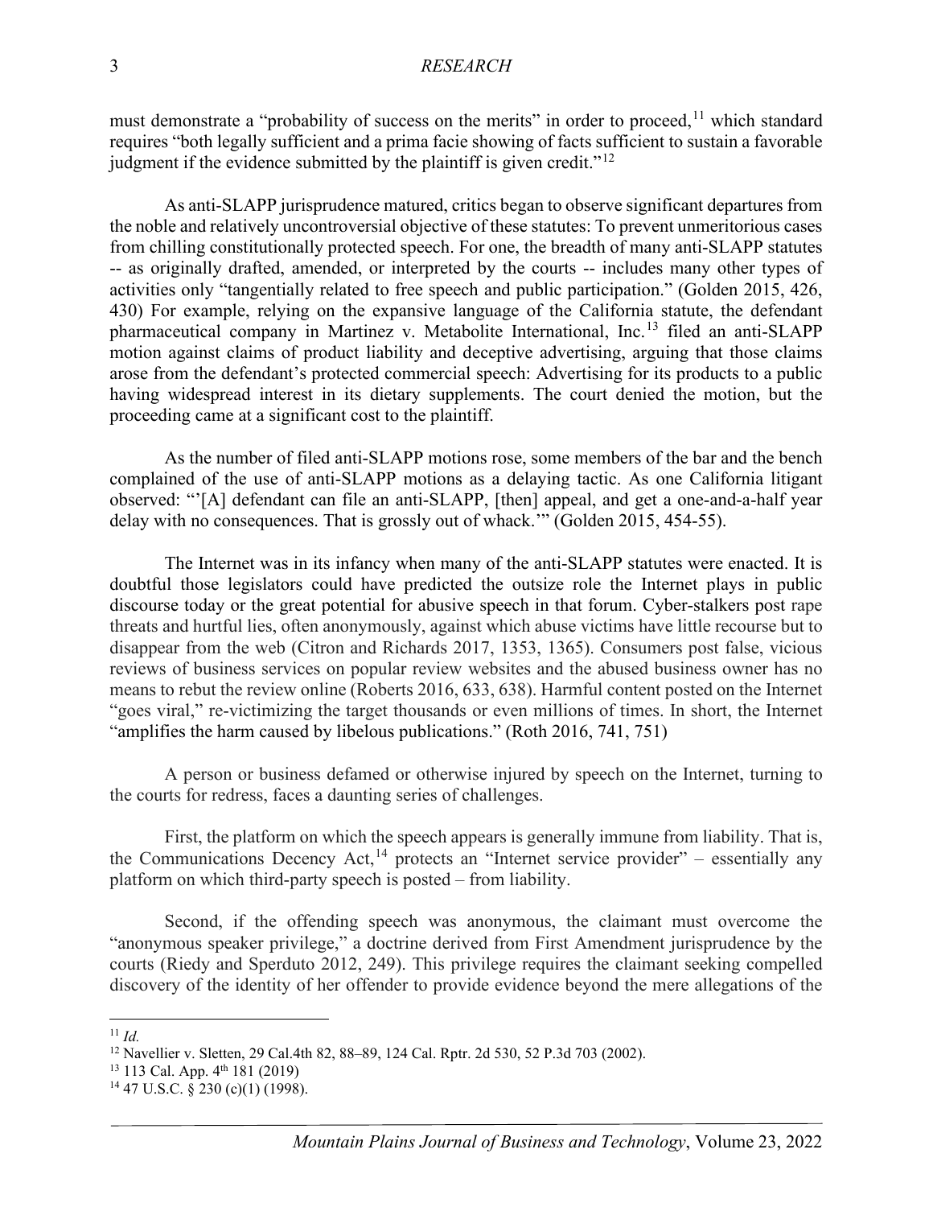must demonstrate a "probability of success on the merits" in order to proceed,[11] which standard requires "both legally sufficient and a prima facie showing of facts sufficient to sustain a favorable judgment if the evidence submitted by the plaintiff is given credit."[12]

As anti-SLAPP jurisprudence matured, critics began to observe significant departures from the noble and relatively uncontroversial objective of these statutes: To prevent unmeritorious cases from chilling constitutionally protected speech. For one, the breadth of many anti-SLAPP statutes -- as originally drafted, amended, or interpreted by the courts -- includes many other types of activities only "tangentially related to free speech and public participation." (Golden 2015, 426, 430) For example, relying on the expansive language of the California statute, the defendant pharmaceutical company in Martinez v. Metabolite International, Inc.[13] filed an anti-SLAPP motion against claims of product liability and deceptive advertising, arguing that those claims arose from the defendant's protected commercial speech: Advertising for its products to a public having widespread interest in its dietary supplements. The court denied the motion, but the proceeding came at a significant cost to the plaintiff.

As the number of filed anti-SLAPP motions rose, some members of the bar and the bench complained of the use of anti-SLAPP motions as a delaying tactic. As one California litigant observed: "'[A] defendant can file an anti-SLAPP, [then] appeal, and get a one-and-a-half year delay with no consequences. That is grossly out of whack.'" (Golden 2015, 454-55).

The Internet was in its infancy when many of the anti-SLAPP statutes were enacted. It is doubtful those legislators could have predicted the outsize role the Internet plays in public discourse today or the great potential for abusive speech in that forum. Cyber-stalkers post rape threats and hurtful lies, often anonymously, against which abuse victims have little recourse but to disappear from the web (Citron and Richards 2017, 1353, 1365). Consumers post false, vicious reviews of business services on popular review websites and the abused business owner has no means to rebut the review online (Roberts 2016, 633, 638). Harmful content posted on the Internet "goes viral," re-victimizing the target thousands or even millions of times. In short, the Internet "amplifies the harm caused by libelous publications." (Roth 2016, 741, 751)

A person or business defamed or otherwise injured by speech on the Internet, turning to the courts for redress, faces a daunting series of challenges.

First, the platform on which the speech appears is generally immune from liability. That is, the Communications Decency Act,[14] protects an "Internet service provider" – essentially any platform on which third-party speech is posted – from liability.

Second, if the offending speech was anonymous, the claimant must overcome the "anonymous speaker privilege," a doctrine derived from First Amendment jurisprudence by the courts (Riedy and Sperduto 2012, 249). This privilege requires the claimant seeking compelled discovery of the identity of her offender to provide evidence beyond the mere allegations of the

---

[11] *Id.*

[12] Navellier v. Sletten, 29 Cal.4th 82, 88–89, 124 Cal. Rptr. 2d 530, 52 P.3d 703 (2002).

[13] 113 Cal. App. 4th 181 (2019)

[14] 47 U.S.C. § 230 (c)(1) (1998).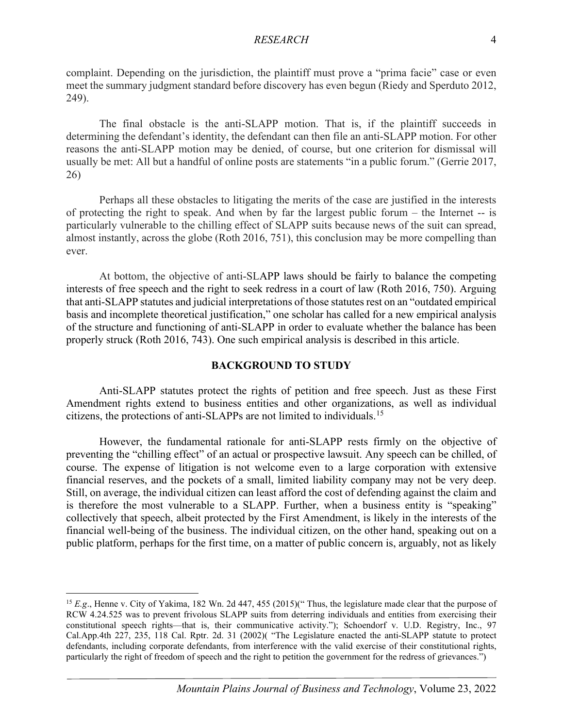complaint. Depending on the jurisdiction, the plaintiff must prove a "prima facie" case or even meet the summary judgment standard before discovery has even begun (Riedy and Sperduto 2012, 249).

The final obstacle is the anti-SLAPP motion. That is, if the plaintiff succeeds in determining the defendant's identity, the defendant can then file an anti-SLAPP motion. For other reasons the anti-SLAPP motion may be denied, of course, but one criterion for dismissal will usually be met: All but a handful of online posts are statements "in a public forum." (Gerrie 2017, 26)

Perhaps all these obstacles to litigating the merits of the case are justified in the interests of protecting the right to speak. And when by far the largest public forum – the Internet -- is particularly vulnerable to the chilling effect of SLAPP suits because news of the suit can spread, almost instantly, across the globe (Roth 2016, 751), this conclusion may be more compelling than ever.

At bottom, the objective of anti-SLAPP laws should be fairly to balance the competing interests of free speech and the right to seek redress in a court of law (Roth 2016, 750). Arguing that anti-SLAPP statutes and judicial interpretations of those statutes rest on an "outdated empirical basis and incomplete theoretical justification," one scholar has called for a new empirical analysis of the structure and functioning of anti-SLAPP in order to evaluate whether the balance has been properly struck (Roth 2016, 743). One such empirical analysis is described in this article.

## BACKGROUND TO STUDY

Anti-SLAPP statutes protect the rights of petition and free speech. Just as these First Amendment rights extend to business entities and other organizations, as well as individual citizens, the protections of anti-SLAPPs are not limited to individuals.[15]

However, the fundamental rationale for anti-SLAPP rests firmly on the objective of preventing the "chilling effect" of an actual or prospective lawsuit. Any speech can be chilled, of course. The expense of litigation is not welcome even to a large corporation with extensive financial reserves, and the pockets of a small, limited liability company may not be very deep. Still, on average, the individual citizen can least afford the cost of defending against the claim and is therefore the most vulnerable to a SLAPP. Further, when a business entity is "speaking" collectively that speech, albeit protected by the First Amendment, is likely in the interests of the financial well-being of the business. The individual citizen, on the other hand, speaking out on a public platform, perhaps for the first time, on a matter of public concern is, arguably, not as likely

---

[15] *E.g*., Henne v. City of Yakima, 182 Wn. 2d 447, 455 (2015)(" Thus, the legislature made clear that the purpose of RCW 4.24.525 was to prevent frivolous SLAPP suits from deterring individuals and entities from exercising their constitutional speech rights—that is, their communicative activity."); Schoendorf v. U.D. Registry, Inc., 97 Cal.App.4th 227, 235, 118 Cal. Rptr. 2d. 31 (2002)( "The Legislature enacted the anti-SLAPP statute to protect defendants, including corporate defendants, from interference with the valid exercise of their constitutional rights, particularly the right of freedom of speech and the right to petition the government for the redress of grievances.")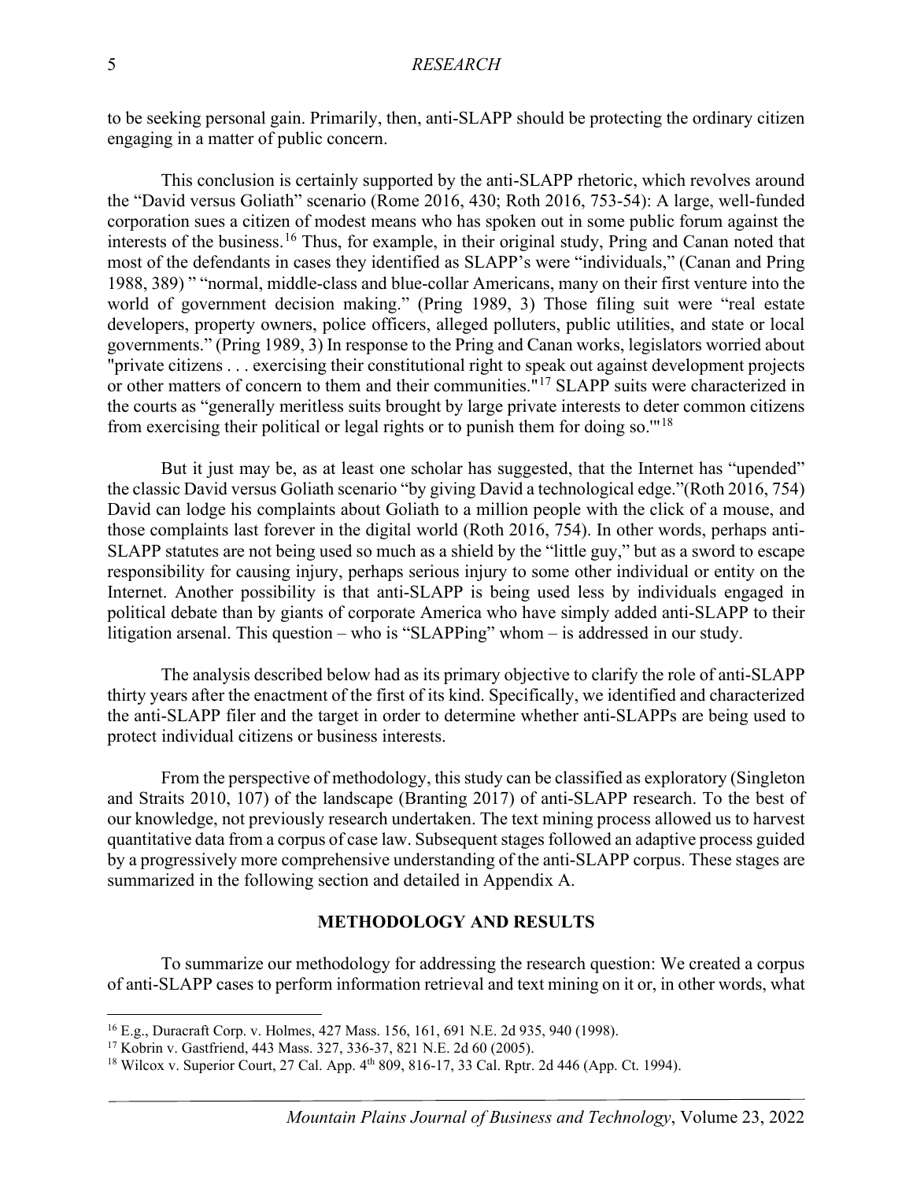to be seeking personal gain. Primarily, then, anti-SLAPP should be protecting the ordinary citizen engaging in a matter of public concern.

This conclusion is certainly supported by the anti-SLAPP rhetoric, which revolves around the "David versus Goliath" scenario (Rome 2016, 430; Roth 2016, 753-54): A large, well-funded corporation sues a citizen of modest means who has spoken out in some public forum against the interests of the business.[16] Thus, for example, in their original study, Pring and Canan noted that most of the defendants in cases they identified as SLAPP's were "individuals," (Canan and Pring 1988, 389) " "normal, middle-class and blue-collar Americans, many on their first venture into the world of government decision making." (Pring 1989, 3) Those filing suit were "real estate developers, property owners, police officers, alleged polluters, public utilities, and state or local governments." (Pring 1989, 3) In response to the Pring and Canan works, legislators worried about "private citizens . . . exercising their constitutional right to speak out against development projects or other matters of concern to them and their communities."[17] SLAPP suits were characterized in the courts as "generally meritless suits brought by large private interests to deter common citizens from exercising their political or legal rights or to punish them for doing so.'"[18]

But it just may be, as at least one scholar has suggested, that the Internet has "upended" the classic David versus Goliath scenario "by giving David a technological edge."(Roth 2016, 754) David can lodge his complaints about Goliath to a million people with the click of a mouse, and those complaints last forever in the digital world (Roth 2016, 754). In other words, perhaps anti-SLAPP statutes are not being used so much as a shield by the "little guy," but as a sword to escape responsibility for causing injury, perhaps serious injury to some other individual or entity on the Internet. Another possibility is that anti-SLAPP is being used less by individuals engaged in political debate than by giants of corporate America who have simply added anti-SLAPP to their litigation arsenal. This question – who is "SLAPPing" whom – is addressed in our study.

The analysis described below had as its primary objective to clarify the role of anti-SLAPP thirty years after the enactment of the first of its kind. Specifically, we identified and characterized the anti-SLAPP filer and the target in order to determine whether anti-SLAPPs are being used to protect individual citizens or business interests.

From the perspective of methodology, this study can be classified as exploratory (Singleton and Straits 2010, 107) of the landscape (Branting 2017) of anti-SLAPP research. To the best of our knowledge, not previously research undertaken. The text mining process allowed us to harvest quantitative data from a corpus of case law. Subsequent stages followed an adaptive process guided by a progressively more comprehensive understanding of the anti-SLAPP corpus. These stages are summarized in the following section and detailed in Appendix A.

## METHODOLOGY AND RESULTS

To summarize our methodology for addressing the research question: We created a corpus of anti-SLAPP cases to perform information retrieval and text mining on it or, in other words, what

---

[16] E.g., Duracraft Corp. v. Holmes, 427 Mass. 156, 161, 691 N.E. 2d 935, 940 (1998).

[17] Kobrin v. Gastfriend, 443 Mass. 327, 336-37, 821 N.E. 2d 60 (2005).

[18] Wilcox v. Superior Court, 27 Cal. App. 4th 809, 816-17, 33 Cal. Rptr. 2d 446 (App. Ct. 1994).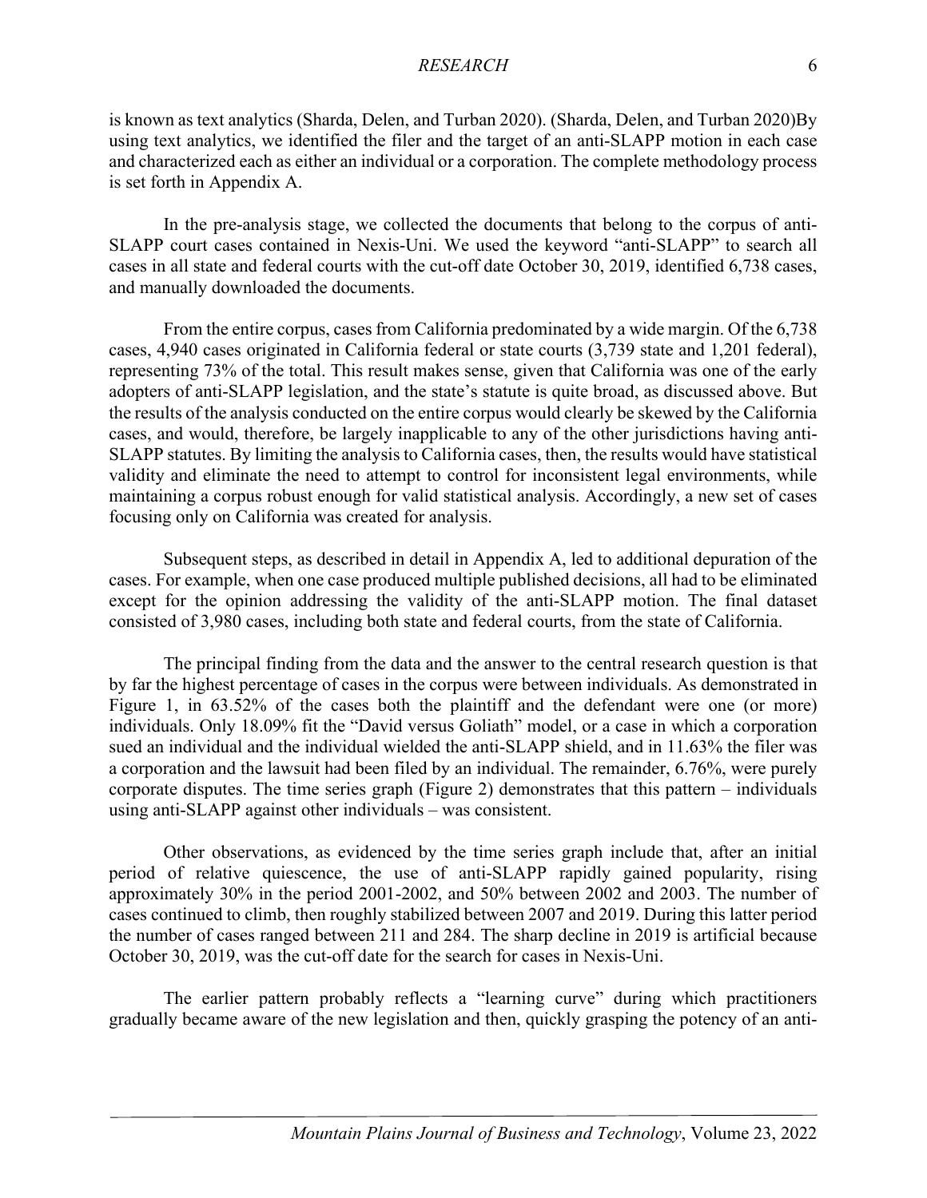is known as text analytics (Sharda, Delen, and Turban 2020). (Sharda, Delen, and Turban 2020)By using text analytics, we identified the filer and the target of an anti-SLAPP motion in each case and characterized each as either an individual or a corporation. The complete methodology process is set forth in Appendix A.

In the pre-analysis stage, we collected the documents that belong to the corpus of anti-SLAPP court cases contained in Nexis-Uni. We used the keyword "anti-SLAPP" to search all cases in all state and federal courts with the cut-off date October 30, 2019, identified 6,738 cases, and manually downloaded the documents.

From the entire corpus, cases from California predominated by a wide margin. Of the 6,738 cases, 4,940 cases originated in California federal or state courts (3,739 state and 1,201 federal), representing 73% of the total. This result makes sense, given that California was one of the early adopters of anti-SLAPP legislation, and the state's statute is quite broad, as discussed above. But the results of the analysis conducted on the entire corpus would clearly be skewed by the California cases, and would, therefore, be largely inapplicable to any of the other jurisdictions having anti-SLAPP statutes. By limiting the analysis to California cases, then, the results would have statistical validity and eliminate the need to attempt to control for inconsistent legal environments, while maintaining a corpus robust enough for valid statistical analysis. Accordingly, a new set of cases focusing only on California was created for analysis.

Subsequent steps, as described in detail in Appendix A, led to additional depuration of the cases. For example, when one case produced multiple published decisions, all had to be eliminated except for the opinion addressing the validity of the anti-SLAPP motion. The final dataset consisted of 3,980 cases, including both state and federal courts, from the state of California.

The principal finding from the data and the answer to the central research question is that by far the highest percentage of cases in the corpus were between individuals. As demonstrated in Figure 1, in 63.52% of the cases both the plaintiff and the defendant were one (or more) individuals. Only 18.09% fit the "David versus Goliath" model, or a case in which a corporation sued an individual and the individual wielded the anti-SLAPP shield, and in 11.63% the filer was a corporation and the lawsuit had been filed by an individual. The remainder, 6.76%, were purely corporate disputes. The time series graph (Figure 2) demonstrates that this pattern – individuals using anti-SLAPP against other individuals – was consistent.

Other observations, as evidenced by the time series graph include that, after an initial period of relative quiescence, the use of anti-SLAPP rapidly gained popularity, rising approximately 30% in the period 2001-2002, and 50% between 2002 and 2003. The number of cases continued to climb, then roughly stabilized between 2007 and 2019. During this latter period the number of cases ranged between 211 and 284. The sharp decline in 2019 is artificial because October 30, 2019, was the cut-off date for the search for cases in Nexis-Uni.

The earlier pattern probably reflects a "learning curve" during which practitioners gradually became aware of the new legislation and then, quickly grasping the potency of an anti-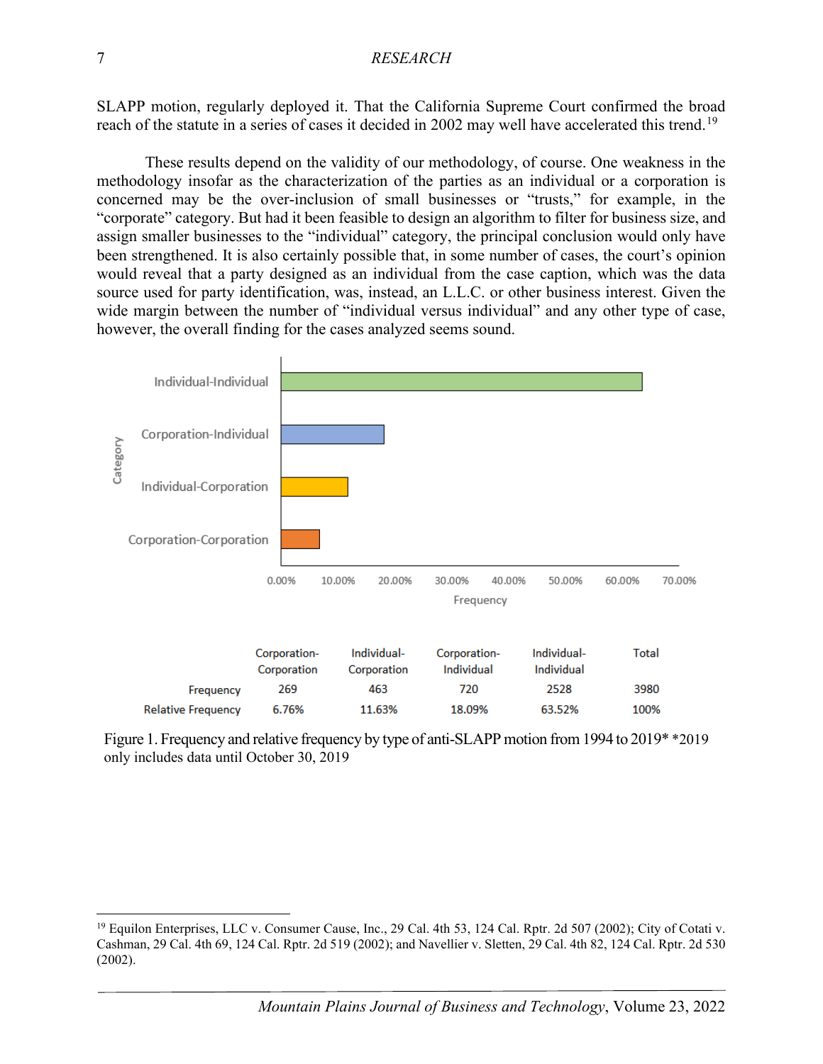SLAPP motion, regularly deployed it. That the California Supreme Court confirmed the broad reach of the statute in a series of cases it decided in 2002 may well have accelerated this trend.[19]

These results depend on the validity of our methodology, of course. One weakness in the methodology insofar as the characterization of the parties as an individual or a corporation is concerned may be the over-inclusion of small businesses or "trusts," for example, in the "corporate" category. But had it been feasible to design an algorithm to filter for business size, and assign smaller businesses to the "individual" category, the principal conclusion would only have been strengthened. It is also certainly possible that, in some number of cases, the court's opinion would reveal that a party designed as an individual from the case caption, which was the data source used for party identification, was, instead, an L.L.C. or other business interest. Given the wide margin between the number of "individual versus individual" and any other type of case, however, the overall finding for the cases analyzed seems sound.

| | Corporation-Corporation | Individual-Corporation | Corporation-Individual | Individual-Individual | Total |
|---|---|---|---|---|---|
| Frequency | 269 | 463 | 720 | 2528 | 3980 |
| Relative Frequency | 6.76% | 11.63% | 18.09% | 63.52% | 100% |

Figure 1. Frequency and relative frequency by type of anti-SLAPP motion from 1994 to 2019* *2019 only includes data until October 30, 2019

[19] Equilon Enterprises, LLC v. Consumer Cause, Inc., 29 Cal. 4th 53, 124 Cal. Rptr. 2d 507 (2002); City of Cotati v. Cashman, 29 Cal. 4th 69, 124 Cal. Rptr. 2d 519 (2002); and Navellier v. Sletten, 29 Cal. 4th 82, 124 Cal. Rptr. 2d 530 (2002).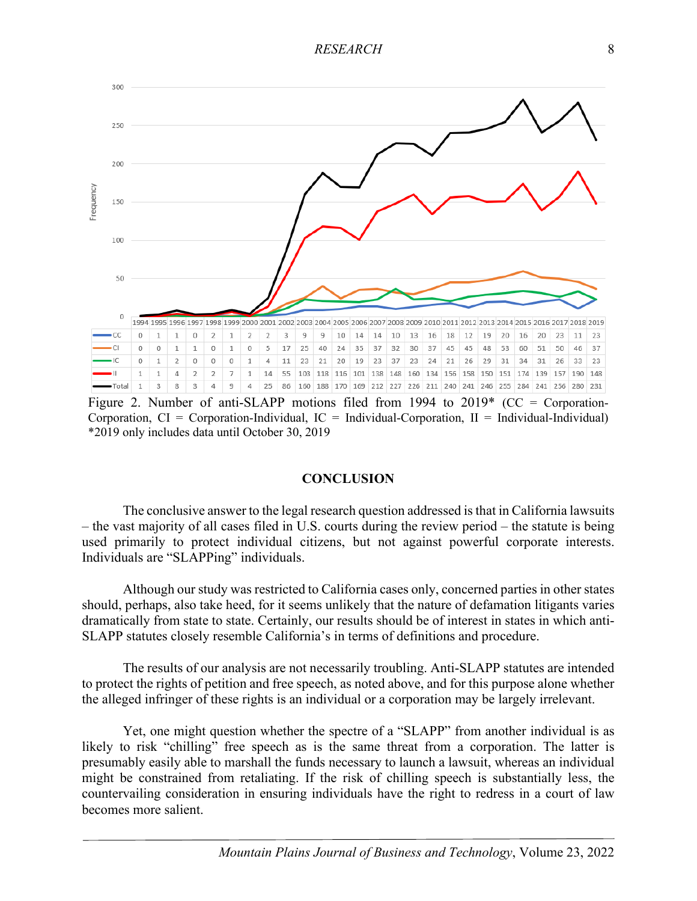| | 1994 | 1995 | 1996 | 1997 | 1998 | 1999 | 2000 | 2001 | 2002 | 2003 | 2004 | 2005 | 2006 | 2007 | 2008 | 2009 | 2010 | 2011 | 2012 | 2013 | 2014 | 2015 | 2016 | 2017 | 2018 | 2019 |
|---|---|---|---|---|---|---|---|---|---|---|---|---|---|---|---|---|---|---|---|---|---|---|---|---|---|---|
| CC | 0 | 1 | 1 | 0 | 2 | 1 | 2 | 2 | 3 | 9 | 9 | 10 | 14 | 14 | 10 | 13 | 16 | 18 | 12 | 19 | 20 | 16 | 20 | 23 | 11 | 23 |
| CI | 0 | 0 | 1 | 1 | 0 | 1 | 0 | 5 | 17 | 25 | 40 | 24 | 35 | 37 | 32 | 30 | 37 | 45 | 45 | 48 | 53 | 60 | 51 | 50 | 46 | 37 |
| IC | 0 | 1 | 2 | 0 | 0 | 0 | 1 | 4 | 11 | 23 | 21 | 20 | 19 | 23 | 37 | 23 | 24 | 21 | 26 | 29 | 31 | 34 | 31 | 26 | 33 | 23 |
| II | 1 | 1 | 4 | 2 | 2 | 7 | 1 | 14 | 55 | 103 | 118 | 116 | 101 | 138 | 148 | 160 | 134 | 156 | 158 | 150 | 151 | 174 | 139 | 157 | 190 | 148 |
| Total | 1 | 3 | 8 | 3 | 4 | 9 | 4 | 25 | 86 | 160 | 188 | 170 | 169 | 212 | 227 | 226 | 211 | 240 | 241 | 246 | 255 | 284 | 241 | 256 | 280 | 231 |

Figure 2. Number of anti-SLAPP motions filed from 1994 to 2019* (CC = Corporation-Corporation, CI = Corporation-Individual, IC = Individual-Corporation, II = Individual-Individual) *2019 only includes data until October 30, 2019

## CONCLUSION

The conclusive answer to the legal research question addressed is that in California lawsuits – the vast majority of all cases filed in U.S. courts during the review period – the statute is being used primarily to protect individual citizens, but not against powerful corporate interests. Individuals are "SLAPPing" individuals.

Although our study was restricted to California cases only, concerned parties in other states should, perhaps, also take heed, for it seems unlikely that the nature of defamation litigants varies dramatically from state to state. Certainly, our results should be of interest in states in which anti-SLAPP statutes closely resemble California's in terms of definitions and procedure.

The results of our analysis are not necessarily troubling. Anti-SLAPP statutes are intended to protect the rights of petition and free speech, as noted above, and for this purpose alone whether the alleged infringer of these rights is an individual or a corporation may be largely irrelevant.

Yet, one might question whether the spectre of a "SLAPP" from another individual is as likely to risk "chilling" free speech as is the same threat from a corporation. The latter is presumably easily able to marshall the funds necessary to launch a lawsuit, whereas an individual might be constrained from retaliating. If the risk of chilling speech is substantially less, the countervailing consideration in ensuring individuals have the right to redress in a court of law becomes more salient.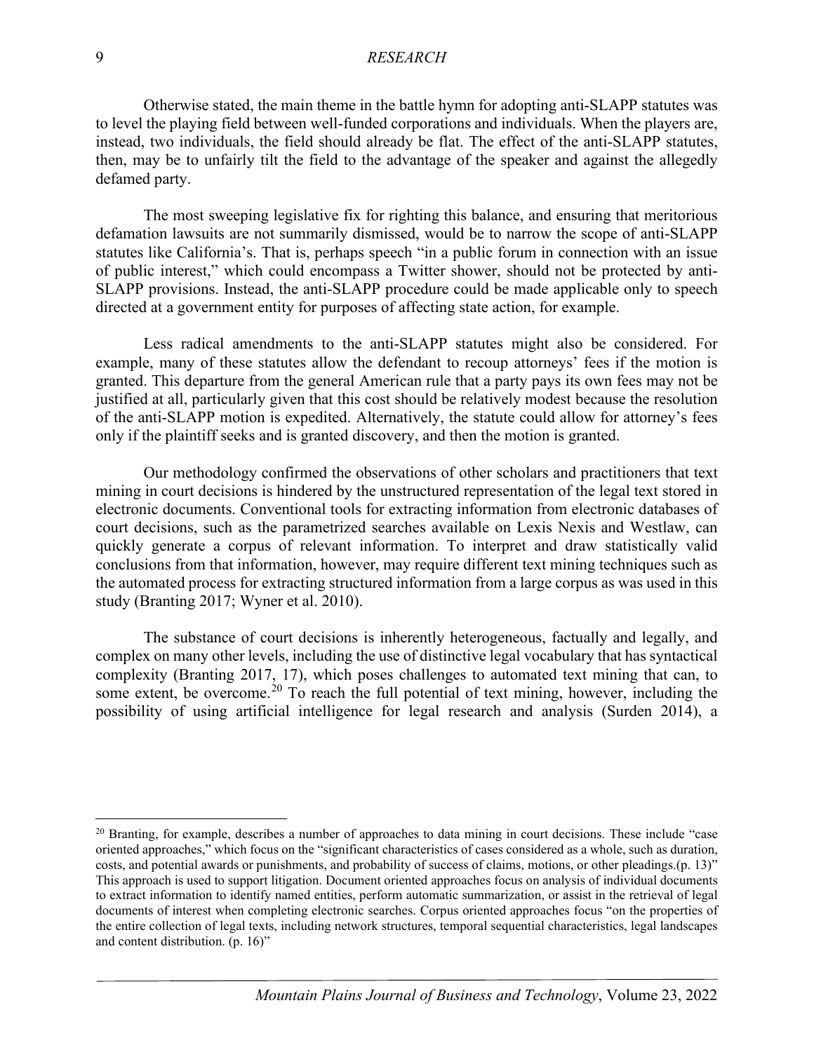Otherwise stated, the main theme in the battle hymn for adopting anti-SLAPP statutes was to level the playing field between well-funded corporations and individuals. When the players are, instead, two individuals, the field should already be flat. The effect of the anti-SLAPP statutes, then, may be to unfairly tilt the field to the advantage of the speaker and against the allegedly defamed party.

The most sweeping legislative fix for righting this balance, and ensuring that meritorious defamation lawsuits are not summarily dismissed, would be to narrow the scope of anti-SLAPP statutes like California's. That is, perhaps speech "in a public forum in connection with an issue of public interest," which could encompass a Twitter shower, should not be protected by anti-SLAPP provisions. Instead, the anti-SLAPP procedure could be made applicable only to speech directed at a government entity for purposes of affecting state action, for example.

Less radical amendments to the anti-SLAPP statutes might also be considered. For example, many of these statutes allow the defendant to recoup attorneys' fees if the motion is granted. This departure from the general American rule that a party pays its own fees may not be justified at all, particularly given that this cost should be relatively modest because the resolution of the anti-SLAPP motion is expedited. Alternatively, the statute could allow for attorney's fees only if the plaintiff seeks and is granted discovery, and then the motion is granted.

Our methodology confirmed the observations of other scholars and practitioners that text mining in court decisions is hindered by the unstructured representation of the legal text stored in electronic documents. Conventional tools for extracting information from electronic databases of court decisions, such as the parametrized searches available on Lexis Nexis and Westlaw, can quickly generate a corpus of relevant information. To interpret and draw statistically valid conclusions from that information, however, may require different text mining techniques such as the automated process for extracting structured information from a large corpus as was used in this study (Branting 2017; Wyner et al. 2010).

The substance of court decisions is inherently heterogeneous, factually and legally, and complex on many other levels, including the use of distinctive legal vocabulary that has syntactical complexity (Branting 2017, 17), which poses challenges to automated text mining that can, to some extent, be overcome.[20] To reach the full potential of text mining, however, including the possibility of using artificial intelligence for legal research and analysis (Surden 2014), a

---

[20] Branting, for example, describes a number of approaches to data mining in court decisions. These include "case oriented approaches," which focus on the "significant characteristics of cases considered as a whole, such as duration, costs, and potential awards or punishments, and probability of success of claims, motions, or other pleadings.(p. 13)" This approach is used to support litigation. Document oriented approaches focus on analysis of individual documents to extract information to identify named entities, perform automatic summarization, or assist in the retrieval of legal documents of interest when completing electronic searches. Corpus oriented approaches focus "on the properties of the entire collection of legal texts, including network structures, temporal sequential characteristics, legal landscapes and content distribution. (p. 16)"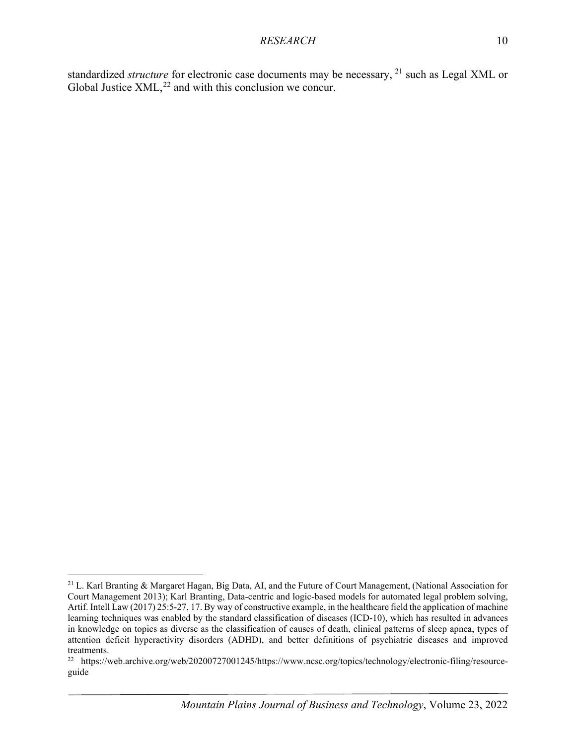standardized *structure* for electronic case documents may be necessary, [21] such as Legal XML or Global Justice XML,[22] and with this conclusion we concur.

---

[21] L. Karl Branting & Margaret Hagan, Big Data, AI, and the Future of Court Management, (National Association for Court Management 2013); Karl Branting, Data-centric and logic-based models for automated legal problem solving, Artif. Intell Law (2017) 25:5-27, 17. By way of constructive example, in the healthcare field the application of machine learning techniques was enabled by the standard classification of diseases (ICD-10), which has resulted in advances in knowledge on topics as diverse as the classification of causes of death, clinical patterns of sleep apnea, types of attention deficit hyperactivity disorders (ADHD), and better definitions of psychiatric diseases and improved treatments.

[22] https://web.archive.org/web/20200727001245/https://www.ncsc.org/topics/technology/electronic-filing/resource-guide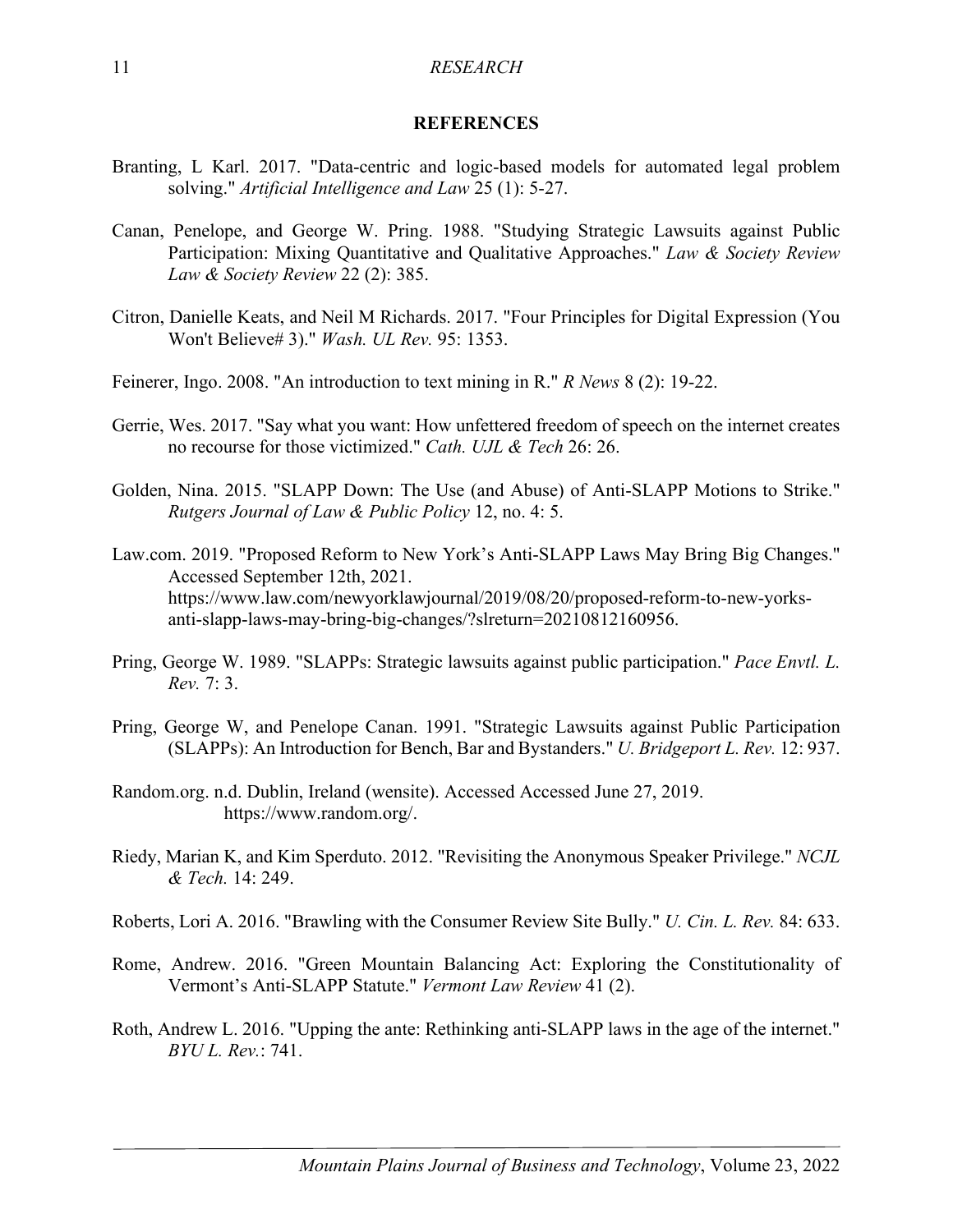## REFERENCES

Branting, L Karl. 2017. "Data-centric and logic-based models for automated legal problem solving." *Artificial Intelligence and Law* 25 (1): 5-27.

Canan, Penelope, and George W. Pring. 1988. "Studying Strategic Lawsuits against Public Participation: Mixing Quantitative and Qualitative Approaches." *Law & Society Review Law & Society Review* 22 (2): 385.

Citron, Danielle Keats, and Neil M Richards. 2017. "Four Principles for Digital Expression (You Won't Believe# 3)." *Wash. UL Rev.* 95: 1353.

Feinerer, Ingo. 2008. "An introduction to text mining in R." *R News* 8 (2): 19-22.

Gerrie, Wes. 2017. "Say what you want: How unfettered freedom of speech on the internet creates no recourse for those victimized." *Cath. UJL & Tech* 26: 26.

Golden, Nina. 2015. "SLAPP Down: The Use (and Abuse) of Anti-SLAPP Motions to Strike." *Rutgers Journal of Law & Public Policy* 12, no. 4: 5.

Law.com. 2019. "Proposed Reform to New York's Anti-SLAPP Laws May Bring Big Changes." Accessed September 12th, 2021. https://www.law.com/newyorklawjournal/2019/08/20/proposed-reform-to-new-yorks-anti-slapp-laws-may-bring-big-changes/?slreturn=20210812160956.

Pring, George W. 1989. "SLAPPs: Strategic lawsuits against public participation." *Pace Envtl. L. Rev.* 7: 3.

Pring, George W, and Penelope Canan. 1991. "Strategic Lawsuits against Public Participation (SLAPPs): An Introduction for Bench, Bar and Bystanders." *U. Bridgeport L. Rev.* 12: 937.

Random.org. n.d. Dublin, Ireland (wensite). Accessed Accessed June 27, 2019. https://www.random.org/.

Riedy, Marian K, and Kim Sperduto. 2012. "Revisiting the Anonymous Speaker Privilege." *NCJL & Tech.* 14: 249.

Roberts, Lori A. 2016. "Brawling with the Consumer Review Site Bully." *U. Cin. L. Rev.* 84: 633.

Rome, Andrew. 2016. "Green Mountain Balancing Act: Exploring the Constitutionality of Vermont's Anti-SLAPP Statute." *Vermont Law Review* 41 (2).

Roth, Andrew L. 2016. "Upping the ante: Rethinking anti-SLAPP laws in the age of the internet." *BYU L. Rev.*: 741.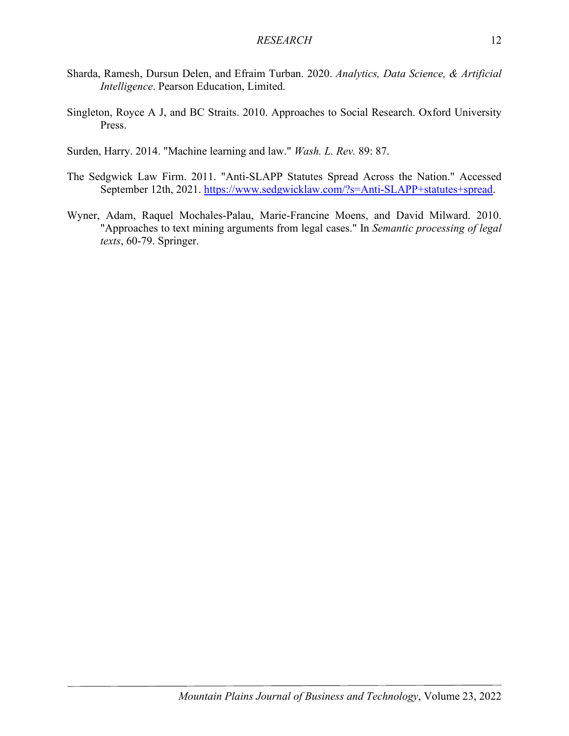Sharda, Ramesh, Dursun Delen, and Efraim Turban. 2020. *Analytics, Data Science, & Artificial Intelligence*. Pearson Education, Limited.

Singleton, Royce A J, and BC Straits. 2010. Approaches to Social Research. Oxford University Press.

Surden, Harry. 2014. "Machine learning and law." *Wash. L. Rev.* 89: 87.

The Sedgwick Law Firm. 2011. "Anti-SLAPP Statutes Spread Across the Nation." Accessed September 12th, 2021. [https://www.sedgwicklaw.com/?s=Anti-SLAPP+statutes+spread](https://www.sedgwicklaw.com/?s=Anti-SLAPP+statutes+spread).

Wyner, Adam, Raquel Mochales-Palau, Marie-Francine Moens, and David Milward. 2010. "Approaches to text mining arguments from legal cases." In *Semantic processing of legal texts*, 60-79. Springer.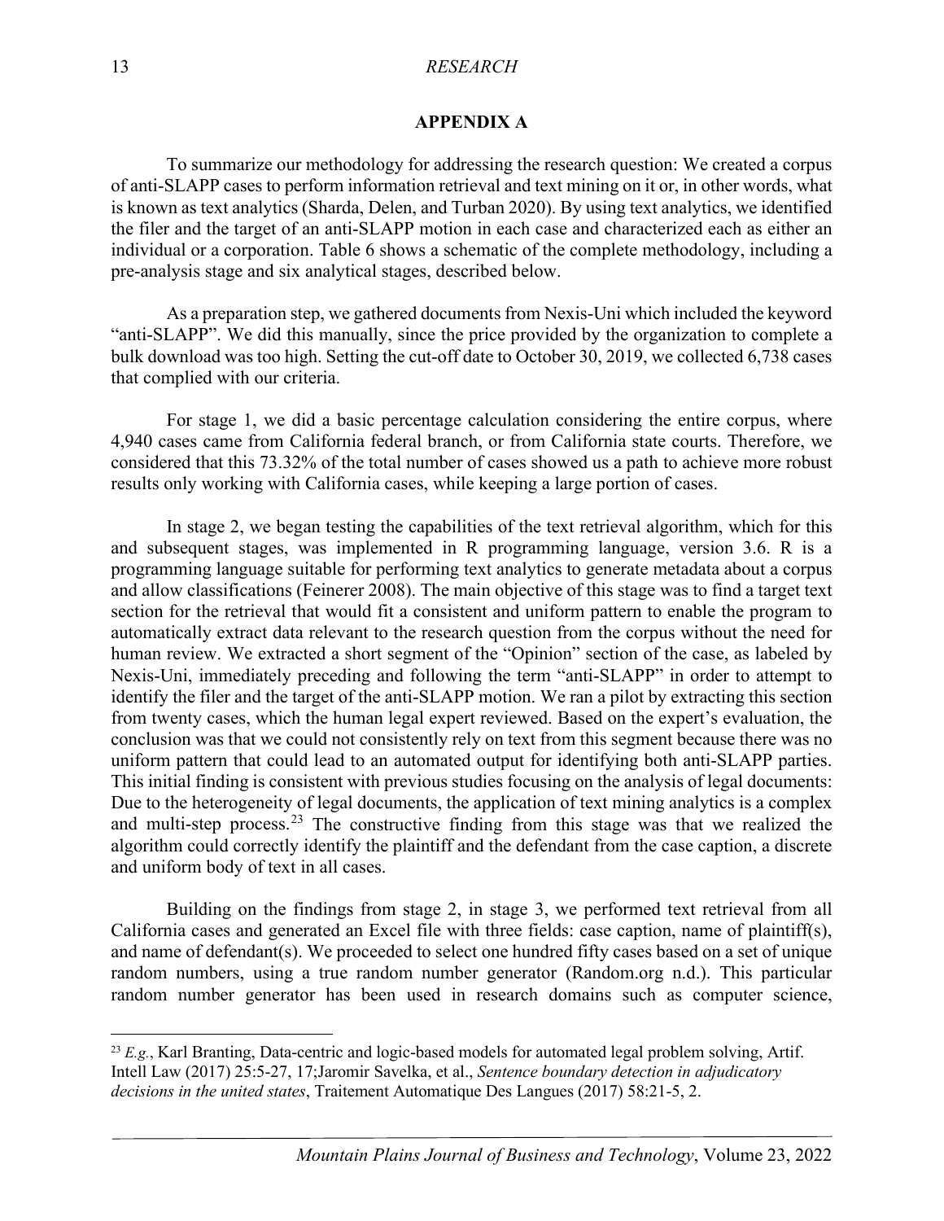## APPENDIX A

To summarize our methodology for addressing the research question: We created a corpus of anti-SLAPP cases to perform information retrieval and text mining on it or, in other words, what is known as text analytics (Sharda, Delen, and Turban 2020). By using text analytics, we identified the filer and the target of an anti-SLAPP motion in each case and characterized each as either an individual or a corporation. Table 6 shows a schematic of the complete methodology, including a pre-analysis stage and six analytical stages, described below.

As a preparation step, we gathered documents from Nexis-Uni which included the keyword "anti-SLAPP". We did this manually, since the price provided by the organization to complete a bulk download was too high. Setting the cut-off date to October 30, 2019, we collected 6,738 cases that complied with our criteria.

For stage 1, we did a basic percentage calculation considering the entire corpus, where 4,940 cases came from California federal branch, or from California state courts. Therefore, we considered that this 73.32% of the total number of cases showed us a path to achieve more robust results only working with California cases, while keeping a large portion of cases.

In stage 2, we began testing the capabilities of the text retrieval algorithm, which for this and subsequent stages, was implemented in R programming language, version 3.6. R is a programming language suitable for performing text analytics to generate metadata about a corpus and allow classifications (Feinerer 2008). The main objective of this stage was to find a target text section for the retrieval that would fit a consistent and uniform pattern to enable the program to automatically extract data relevant to the research question from the corpus without the need for human review. We extracted a short segment of the "Opinion" section of the case, as labeled by Nexis-Uni, immediately preceding and following the term "anti-SLAPP" in order to attempt to identify the filer and the target of the anti-SLAPP motion. We ran a pilot by extracting this section from twenty cases, which the human legal expert reviewed. Based on the expert's evaluation, the conclusion was that we could not consistently rely on text from this segment because there was no uniform pattern that could lead to an automated output for identifying both anti-SLAPP parties. This initial finding is consistent with previous studies focusing on the analysis of legal documents: Due to the heterogeneity of legal documents, the application of text mining analytics is a complex and multi-step process.[23] The constructive finding from this stage was that we realized the algorithm could correctly identify the plaintiff and the defendant from the case caption, a discrete and uniform body of text in all cases.

Building on the findings from stage 2, in stage 3, we performed text retrieval from all California cases and generated an Excel file with three fields: case caption, name of plaintiff(s), and name of defendant(s). We proceeded to select one hundred fifty cases based on a set of unique random numbers, using a true random number generator (Random.org n.d.). This particular random number generator has been used in research domains such as computer science,

[23] *E.g.*, Karl Branting, Data-centric and logic-based models for automated legal problem solving, Artif. Intell Law (2017) 25:5-27, 17;Jaromir Savelka, et al., *Sentence boundary detection in adjudicatory decisions in the united states*, Traitement Automatique Des Langues (2017) 58:21-5, 2.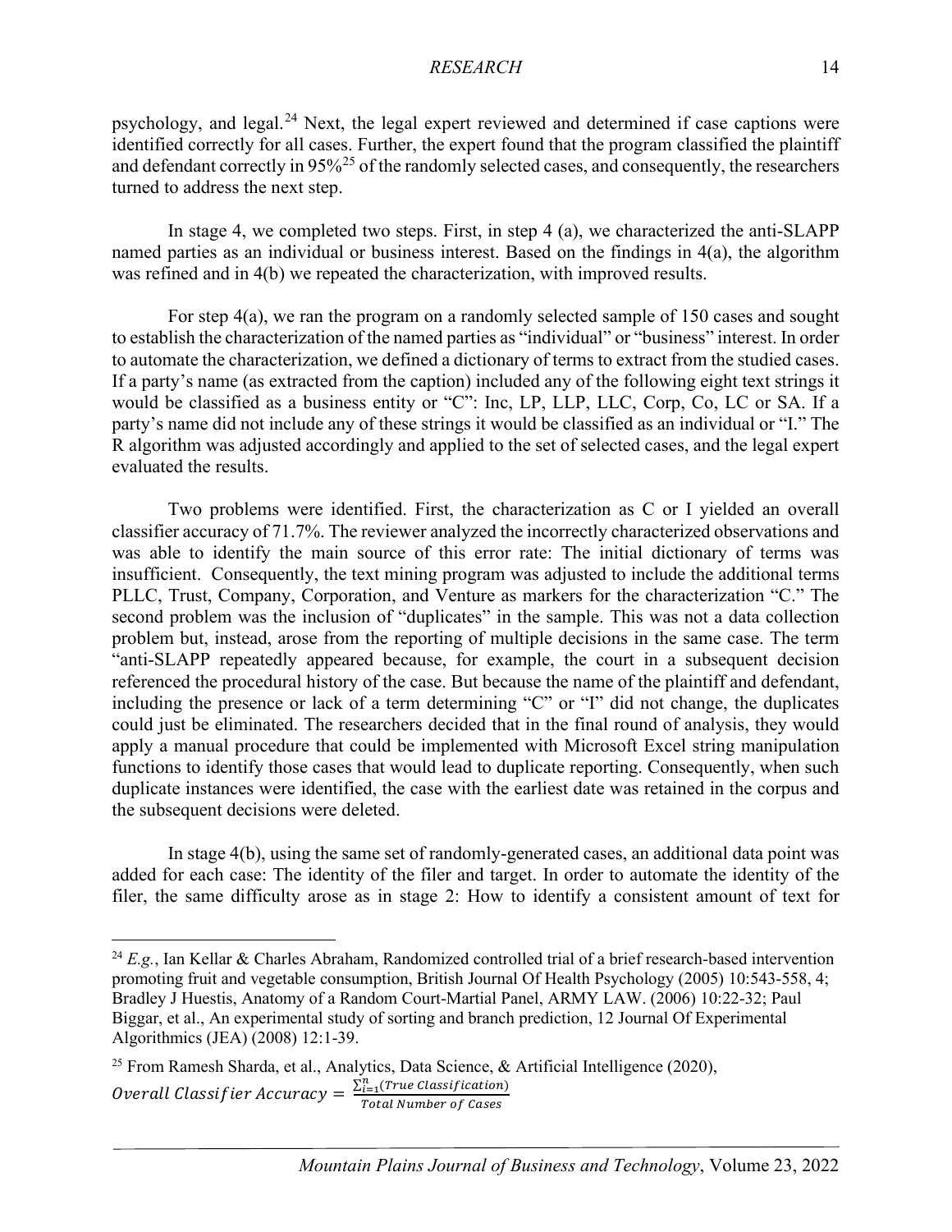psychology, and legal.[24] Next, the legal expert reviewed and determined if case captions were identified correctly for all cases. Further, the expert found that the program classified the plaintiff and defendant correctly in 95%[25] of the randomly selected cases, and consequently, the researchers turned to address the next step.

In stage 4, we completed two steps. First, in step 4 (a), we characterized the anti-SLAPP named parties as an individual or business interest. Based on the findings in 4(a), the algorithm was refined and in 4(b) we repeated the characterization, with improved results.

For step 4(a), we ran the program on a randomly selected sample of 150 cases and sought to establish the characterization of the named parties as "individual" or "business" interest. In order to automate the characterization, we defined a dictionary of terms to extract from the studied cases. If a party's name (as extracted from the caption) included any of the following eight text strings it would be classified as a business entity or "C": Inc, LP, LLP, LLC, Corp, Co, LC or SA. If a party's name did not include any of these strings it would be classified as an individual or "I." The R algorithm was adjusted accordingly and applied to the set of selected cases, and the legal expert evaluated the results.

Two problems were identified. First, the characterization as C or I yielded an overall classifier accuracy of 71.7%. The reviewer analyzed the incorrectly characterized observations and was able to identify the main source of this error rate: The initial dictionary of terms was insufficient. Consequently, the text mining program was adjusted to include the additional terms PLLC, Trust, Company, Corporation, and Venture as markers for the characterization "C." The second problem was the inclusion of "duplicates" in the sample. This was not a data collection problem but, instead, arose from the reporting of multiple decisions in the same case. The term "anti-SLAPP repeatedly appeared because, for example, the court in a subsequent decision referenced the procedural history of the case. But because the name of the plaintiff and defendant, including the presence or lack of a term determining "C" or "I" did not change, the duplicates could just be eliminated. The researchers decided that in the final round of analysis, they would apply a manual procedure that could be implemented with Microsoft Excel string manipulation functions to identify those cases that would lead to duplicate reporting. Consequently, when such duplicate instances were identified, the case with the earliest date was retained in the corpus and the subsequent decisions were deleted.

In stage 4(b), using the same set of randomly-generated cases, an additional data point was added for each case: The identity of the filer and target. In order to automate the identity of the filer, the same difficulty arose as in stage 2: How to identify a consistent amount of text for

---

[24] *E.g.*, Ian Kellar & Charles Abraham, Randomized controlled trial of a brief research-based intervention promoting fruit and vegetable consumption, British Journal Of Health Psychology (2005) 10:543-558, 4; Bradley J Huestis, Anatomy of a Random Court-Martial Panel, ARMY LAW. (2006) 10:22-32; Paul Biggar, et al., An experimental study of sorting and branch prediction, 12 Journal Of Experimental Algorithmics (JEA) (2008) 12:1-39.

[25] From Ramesh Sharda, et al., Analytics, Data Science, & Artificial Intelligence (2020),

$$Overall\ Classifier\ Accuracy = \frac{\sum_{i=1}^{n}(True\ Classification)}{Total\ Number\ of\ Cases}$$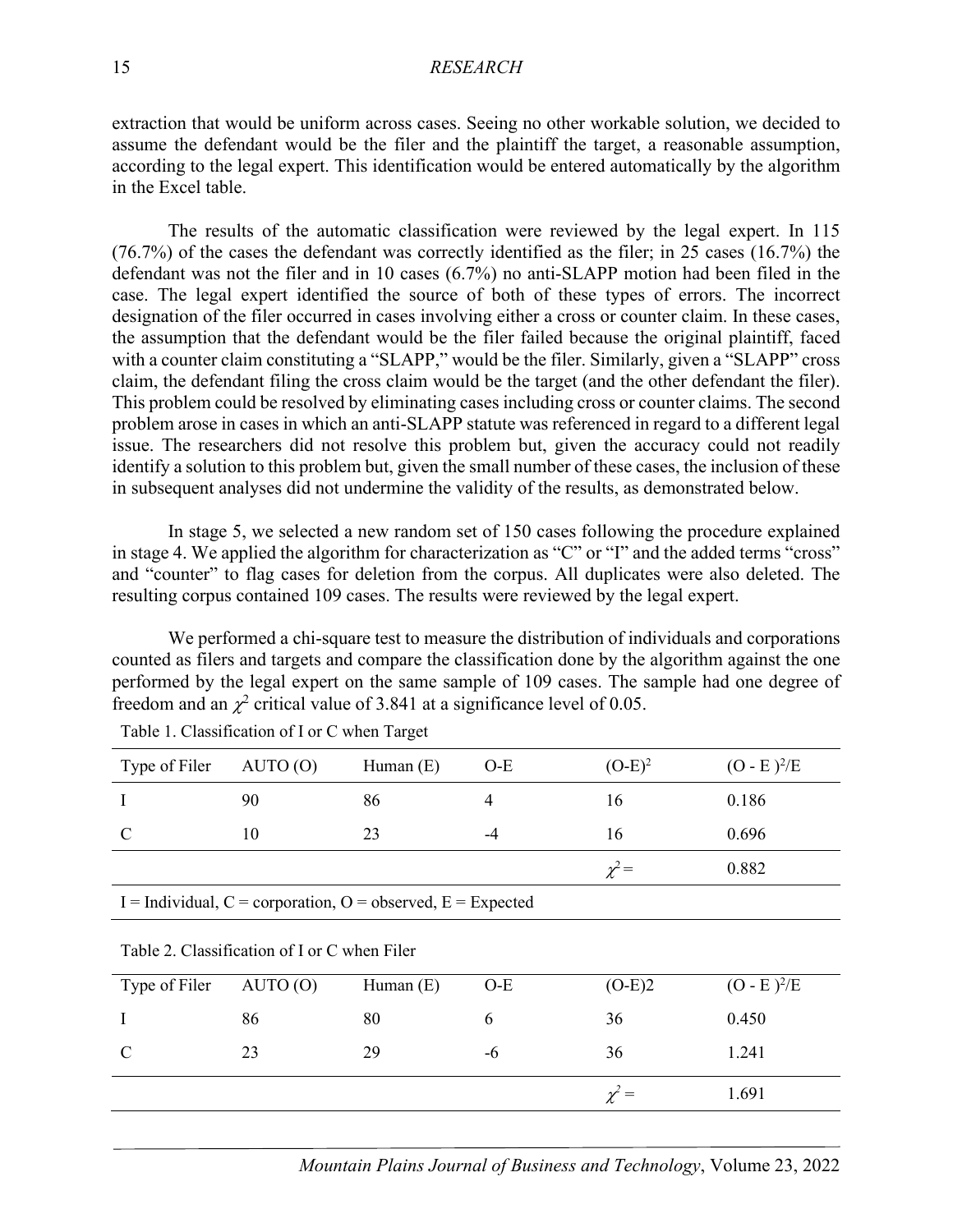extraction that would be uniform across cases. Seeing no other workable solution, we decided to assume the defendant would be the filer and the plaintiff the target, a reasonable assumption, according to the legal expert. This identification would be entered automatically by the algorithm in the Excel table.

The results of the automatic classification were reviewed by the legal expert. In 115 (76.7%) of the cases the defendant was correctly identified as the filer; in 25 cases (16.7%) the defendant was not the filer and in 10 cases (6.7%) no anti-SLAPP motion had been filed in the case. The legal expert identified the source of both of these types of errors. The incorrect designation of the filer occurred in cases involving either a cross or counter claim. In these cases, the assumption that the defendant would be the filer failed because the original plaintiff, faced with a counter claim constituting a "SLAPP," would be the filer. Similarly, given a "SLAPP" cross claim, the defendant filing the cross claim would be the target (and the other defendant the filer). This problem could be resolved by eliminating cases including cross or counter claims. The second problem arose in cases in which an anti-SLAPP statute was referenced in regard to a different legal issue. The researchers did not resolve this problem but, given the accuracy could not readily identify a solution to this problem but, given the small number of these cases, the inclusion of these in subsequent analyses did not undermine the validity of the results, as demonstrated below.

In stage 5, we selected a new random set of 150 cases following the procedure explained in stage 4. We applied the algorithm for characterization as "C" or "I" and the added terms "cross" and "counter" to flag cases for deletion from the corpus. All duplicates were also deleted. The resulting corpus contained 109 cases. The results were reviewed by the legal expert.

We performed a chi-square test to measure the distribution of individuals and corporations counted as filers and targets and compare the classification done by the algorithm against the one performed by the legal expert on the same sample of 109 cases. The sample had one degree of freedom and an $\chi^2$ critical value of 3.841 at a significance level of 0.05.

Table 1. Classification of I or C when Target

| Type of Filer | AUTO (O) | Human (E) | O-E | $(O-E)^2$ | $(O - E)^2/E$ |
|---|---|---|---|---|---|
| I | 90 | 86 | 4 | 16 | 0.186 |
| C | 10 | 23 | -4 | 16 | 0.696 |
| | | | | $\chi^2 =$ | 0.882 |

I = Individual, C = corporation, O = observed, E = Expected

Table 2. Classification of I or C when Filer

| Type of Filer | AUTO (O) | Human (E) | O-E | (O-E)2 | $(O - E)^2/E$ |
|---|---|---|---|---|---|
| I | 86 | 80 | 6 | 36 | 0.450 |
| C | 23 | 29 | -6 | 36 | 1.241 |
| | | | | $\chi^2 =$ | 1.691 |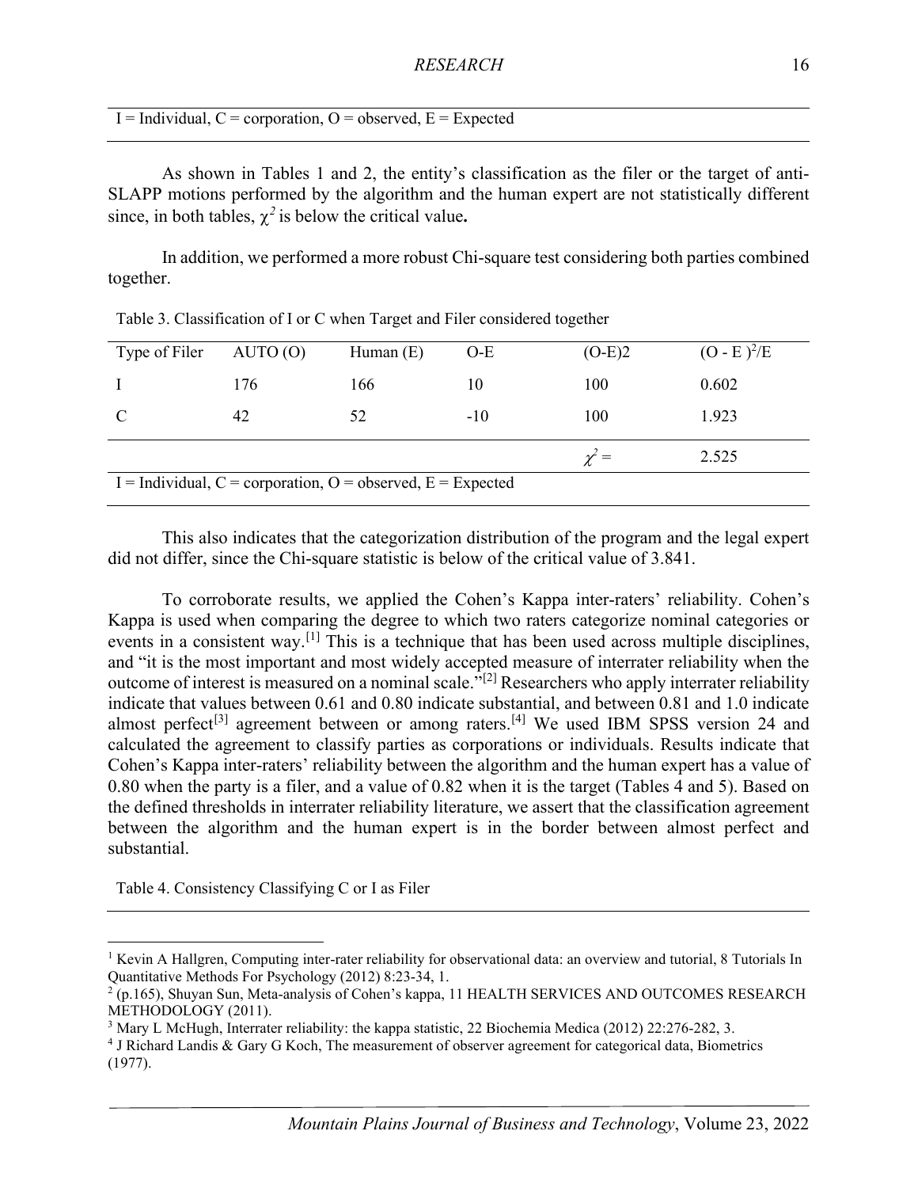I = Individual, C = corporation, O = observed, E = Expected

As shown in Tables 1 and 2, the entity's classification as the filer or the target of anti-SLAPP motions performed by the algorithm and the human expert are not statistically different since, in both tables, $\chi^2$ is below the critical value**.**

In addition, we performed a more robust Chi-square test considering both parties combined together.

Table 3. Classification of I or C when Target and Filer considered together

| Type of Filer | AUTO (O) | Human (E) | O-E | (O-E)2 | $(O - E)^2/E$ |
|---|---|---|---|---|---|
| I | 176 | 166 | 10 | 100 | 0.602 |
| C | 42 | 52 | -10 | 100 | 1.923 |
| | | | | $\chi^2 =$ | 2.525 |

I = Individual, C = corporation, O = observed, E = Expected

This also indicates that the categorization distribution of the program and the legal expert did not differ, since the Chi-square statistic is below of the critical value of 3.841.

To corroborate results, we applied the Cohen's Kappa inter-raters' reliability. Cohen's Kappa is used when comparing the degree to which two raters categorize nominal categories or events in a consistent way.[1] This is a technique that has been used across multiple disciplines, and "it is the most important and most widely accepted measure of interrater reliability when the outcome of interest is measured on a nominal scale."[2] Researchers who apply interrater reliability indicate that values between 0.61 and 0.80 indicate substantial, and between 0.81 and 1.0 indicate almost perfect[3] agreement between or among raters.[4] We used IBM SPSS version 24 and calculated the agreement to classify parties as corporations or individuals. Results indicate that Cohen's Kappa inter-raters' reliability between the algorithm and the human expert has a value of 0.80 when the party is a filer, and a value of 0.82 when it is the target (Tables 4 and 5). Based on the defined thresholds in interrater reliability literature, we assert that the classification agreement between the algorithm and the human expert is in the border between almost perfect and substantial.

Table 4. Consistency Classifying C or I as Filer

---

[1] Kevin A Hallgren, Computing inter-rater reliability for observational data: an overview and tutorial, 8 Tutorials In Quantitative Methods For Psychology (2012) 8:23-34, 1.

[2] (p.165), Shuyan Sun, Meta-analysis of Cohen's kappa, 11 HEALTH SERVICES AND OUTCOMES RESEARCH METHODOLOGY (2011).

[3] Mary L McHugh, Interrater reliability: the kappa statistic, 22 Biochemia Medica (2012) 22:276-282, 3.

[4] J Richard Landis & Gary G Koch, The measurement of observer agreement for categorical data, Biometrics (1977).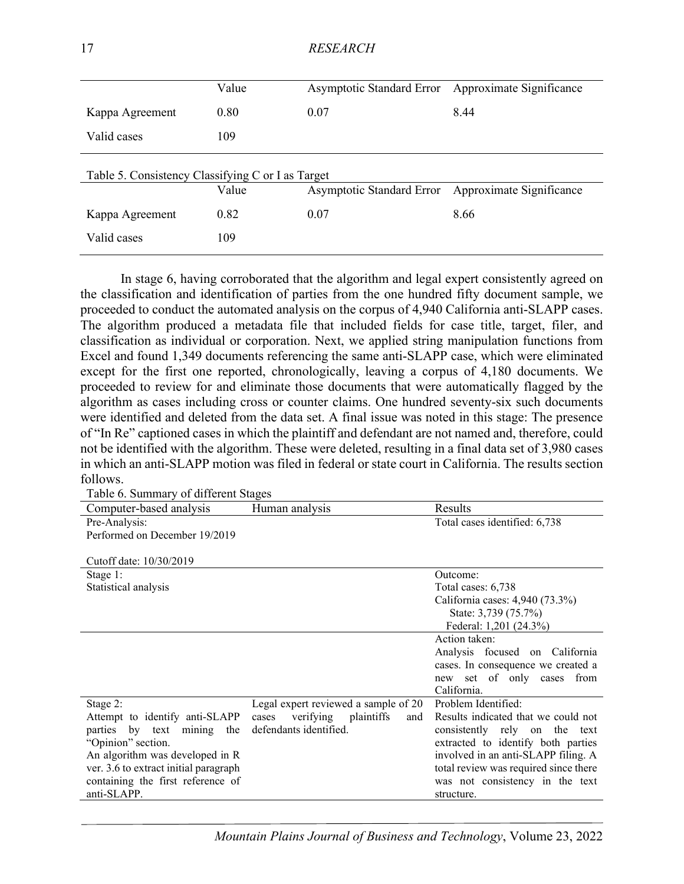| | Value | Asymptotic Standard Error | Approximate Significance |
|---|---|---|---|
| Kappa Agreement | 0.80 | 0.07 | 8.44 |
| Valid cases | 109 | | |

Table 5. Consistency Classifying C or I as Target

| | Value | Asymptotic Standard Error | Approximate Significance |
|---|---|---|---|
| Kappa Agreement | 0.82 | 0.07 | 8.66 |
| Valid cases | 109 | | |

In stage 6, having corroborated that the algorithm and legal expert consistently agreed on the classification and identification of parties from the one hundred fifty document sample, we proceeded to conduct the automated analysis on the corpus of 4,940 California anti-SLAPP cases. The algorithm produced a metadata file that included fields for case title, target, filer, and classification as individual or corporation. Next, we applied string manipulation functions from Excel and found 1,349 documents referencing the same anti-SLAPP case, which were eliminated except for the first one reported, chronologically, leaving a corpus of 4,180 documents. We proceeded to review for and eliminate those documents that were automatically flagged by the algorithm as cases including cross or counter claims. One hundred seventy-six such documents were identified and deleted from the data set. A final issue was noted in this stage: The presence of "In Re" captioned cases in which the plaintiff and defendant are not named and, therefore, could not be identified with the algorithm. These were deleted, resulting in a final data set of 3,980 cases in which an anti-SLAPP motion was filed in federal or state court in California. The results section follows.

Table 6. Summary of different Stages

| Computer-based analysis | Human analysis | Results |
|---|---|---|
| Pre-Analysis:<br>Performed on December 19/2019<br><br>Cutoff date: 10/30/2019 | | Total cases identified: 6,738 |
| Stage 1:<br>Statistical analysis | | Outcome:<br>Total cases: 6,738<br>California cases: 4,940 (73.3%)<br>State: 3,739 (75.7%)<br>Federal: 1,201 (24.3%) |
| | | Action taken:<br>Analysis focused on California cases. In consequence we created a new set of only cases from California. |
| Stage 2:<br>Attempt to identify anti-SLAPP parties by text mining the "Opinion" section.<br>An algorithm was developed in R ver. 3.6 to extract initial paragraph containing the first reference of anti-SLAPP. | Legal expert reviewed a sample of 20 cases verifying plaintiffs and defendants identified. | Problem Identified:<br>Results indicated that we could not consistently rely on the text extracted to identify both parties involved in an anti-SLAPP filing. A total review was required since there was not consistency in the text structure. |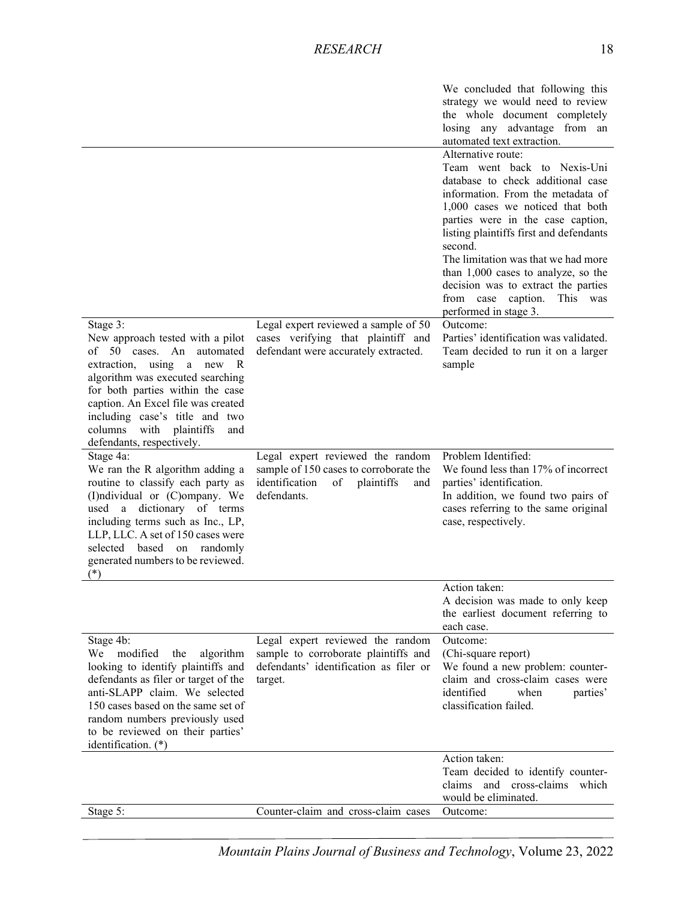| | | |
|---|---|---|
| | | We concluded that following this strategy we would need to review the whole document completely losing any advantage from an automated text extraction. |
| | | Alternative route:<br>Team went back to Nexis-Uni database to check additional case information. From the metadata of 1,000 cases we noticed that both parties were in the case caption, listing plaintiffs first and defendants second.<br>The limitation was that we had more than 1,000 cases to analyze, so the decision was to extract the parties from case caption. This was performed in stage 3. |
| Stage 3:<br>New approach tested with a pilot of 50 cases. An automated extraction, using a new R algorithm was executed searching for both parties within the case caption. An Excel file was created including case's title and two columns with plaintiffs and defendants, respectively. | Legal expert reviewed a sample of 50 cases verifying that plaintiff and defendant were accurately extracted. | Outcome:<br>Parties' identification was validated. Team decided to run it on a larger sample |
| Stage 4a:<br>We ran the R algorithm adding a routine to classify each party as (I)ndividual or (C)ompany. We used a dictionary of terms including terms such as Inc., LP, LLP, LLC. A set of 150 cases were selected based on randomly generated numbers to be reviewed. (*) | Legal expert reviewed the random sample of 150 cases to corroborate the identification of plaintiffs and defendants. | Problem Identified:<br>We found less than 17% of incorrect parties' identification.<br>In addition, we found two pairs of cases referring to the same original case, respectively. |
| | | Action taken:<br>A decision was made to only keep the earliest document referring to each case. |
| Stage 4b:<br>We modified the algorithm looking to identify plaintiffs and defendants as filer or target of the anti-SLAPP claim. We selected 150 cases based on the same set of random numbers previously used to be reviewed on their parties' identification. (*) | Legal expert reviewed the random sample to corroborate plaintiffs and defendants' identification as filer or target. | Outcome:<br>(Chi-square report)<br>We found a new problem: counter-claim and cross-claim cases were identified when parties' classification failed. |
| | | Action taken:<br>Team decided to identify counter-claims and cross-claims which would be eliminated. |
| Stage 5: | Counter-claim and cross-claim cases | Outcome: |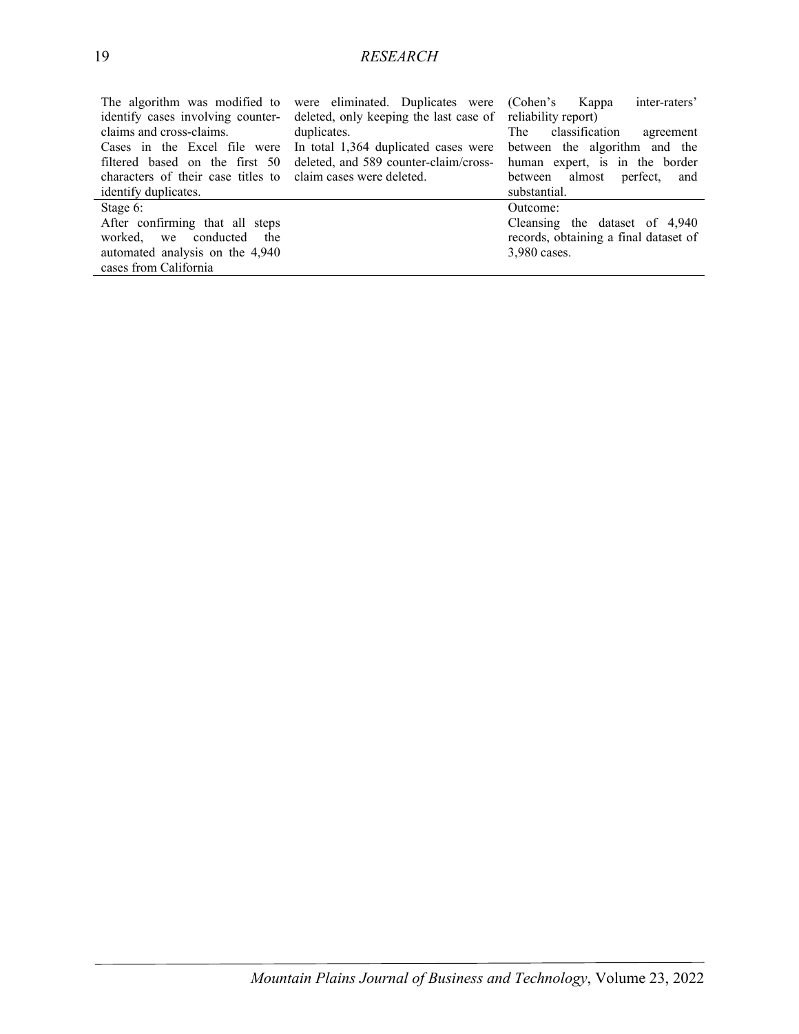| | | |
|---|---|---|
| The algorithm was modified to identify cases involving counter-claims and cross-claims. Cases in the Excel file were filtered based on the first 50 characters of their case titles to identify duplicates. | were eliminated. Duplicates were deleted, only keeping the last case of duplicates. In total 1,364 duplicated cases were deleted, and 589 counter-claim/cross-claim cases were deleted. | (Cohen's Kappa inter-raters' reliability report) The classification agreement between the algorithm and the human expert, is in the border between almost perfect, and substantial. |
| Stage 6: After confirming that all steps worked, we conducted the automated analysis on the 4,940 cases from California | | Outcome: Cleansing the dataset of 4,940 records, obtaining a final dataset of 3,980 cases. |